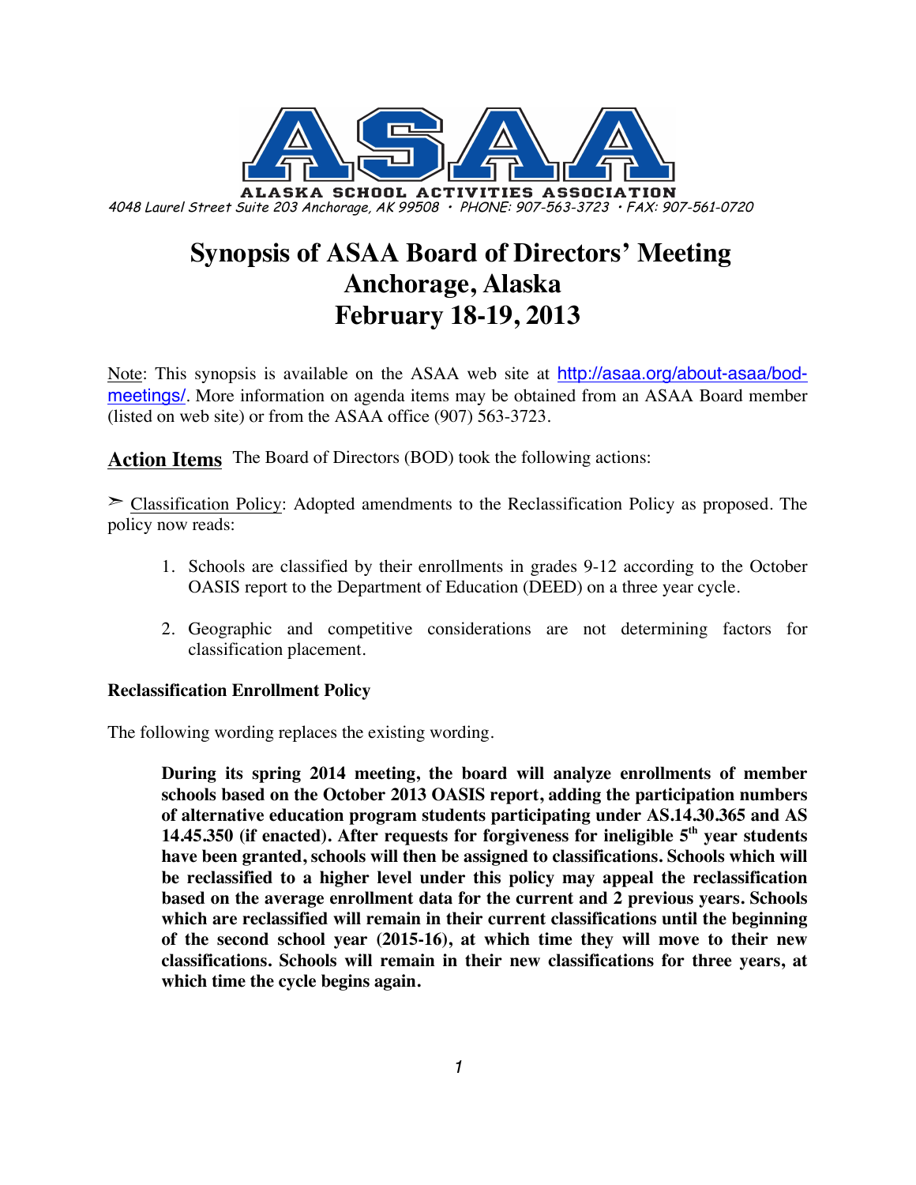ALASKA SCHOOL ACTIVITIES ASSOCIATION

4048 Laurel Street Suite 203 Anchorage, AK 99508 • PHONE: 907-563-3723 • FAX: 907-561-0720

# Synopsis of ASAA Board of Directors' Meeting
# Anchorage, Alaska
# February 18-19, 2013

Note: This synopsis is available on the ASAA web site at http://asaa.org/about-asaa/bod-meetings/. More information on agenda items may be obtained from an ASAA Board member (listed on web site) or from the ASAA office (907) 563-3723.

## Action Items

The Board of Directors (BOD) took the following actions:

➢ Classification Policy: Adopted amendments to the Reclassification Policy as proposed. The policy now reads:

1. Schools are classified by their enrollments in grades 9-12 according to the October OASIS report to the Department of Education (DEED) on a three year cycle.
2. Geographic and competitive considerations are not determining factors for classification placement.

**Reclassification Enrollment Policy**

The following wording replaces the existing wording.

> **During its spring 2014 meeting, the board will analyze enrollments of member schools based on the October 2013 OASIS report, adding the participation numbers of alternative education program students participating under AS.14.30.365 and AS 14.45.350 (if enacted). After requests for forgiveness for ineligible 5th year students have been granted, schools will then be assigned to classifications. Schools which will be reclassified to a higher level under this policy may appeal the reclassification based on the average enrollment data for the current and 2 previous years. Schools which are reclassified will remain in their current classifications until the beginning of the second school year (2015-16), at which time they will move to their new classifications. Schools will remain in their new classifications for three years, at which time the cycle begins again.**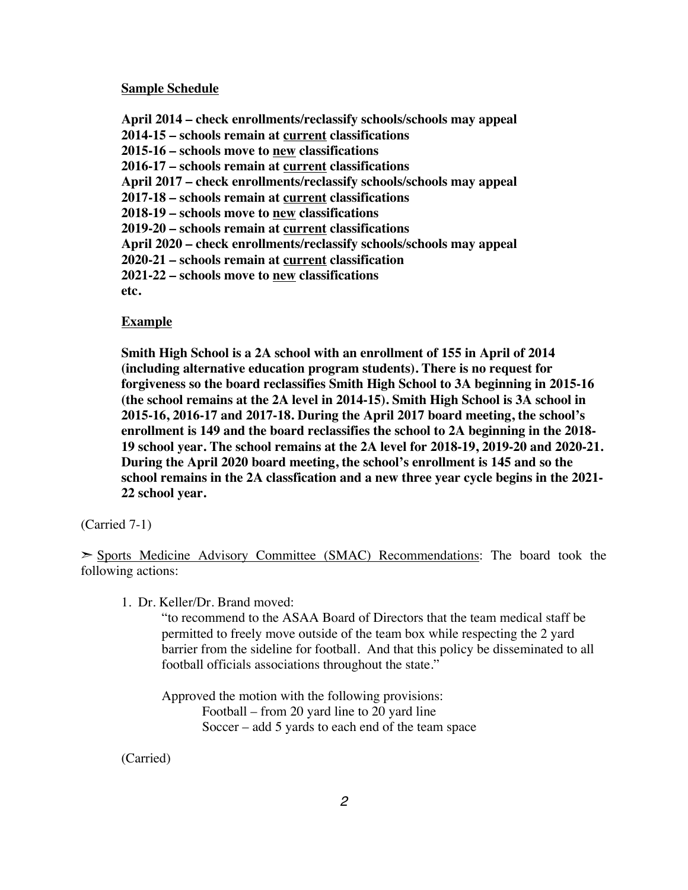**<u>Sample Schedule</u>**

**April 2014 – check enrollments/reclassify schools/schools may appeal**
**2014-15 – schools remain at <u>current</u> classifications**
**2015-16 – schools move to <u>new</u> classifications**
**2016-17 – schools remain at <u>current</u> classifications**
**April 2017 – check enrollments/reclassify schools/schools may appeal**
**2017-18 – schools remain at <u>current</u> classifications**
**2018-19 – schools move to <u>new</u> classifications**
**2019-20 – schools remain at <u>current</u> classifications**
**April 2020 – check enrollments/reclassify schools/schools may appeal**
**2020-21 – schools remain at <u>current</u> classification**
**2021-22 – schools move to <u>new</u> classifications**
**etc.**

**<u>Example</u>**

**Smith High School is a 2A school with an enrollment of 155 in April of 2014 (including alternative education program students). There is no request for forgiveness so the board reclassifies Smith High School to 3A beginning in 2015-16 (the school remains at the 2A level in 2014-15). Smith High School is 3A school in 2015-16, 2016-17 and 2017-18. During the April 2017 board meeting, the school's enrollment is 149 and the board reclassifies the school to 2A beginning in the 2018-19 school year. The school remains at the 2A level for 2018-19, 2019-20 and 2020-21. During the April 2020 board meeting, the school's enrollment is 145 and so the school remains in the 2A classfication and a new three year cycle begins in the 2021-22 school year.**

(Carried 7-1)

➢ <u>Sports Medicine Advisory Committee (SMAC) Recommendations</u>: The board took the following actions:

1. Dr. Keller/Dr. Brand moved:

   "to recommend to the ASAA Board of Directors that the team medical staff be permitted to freely move outside of the team box while respecting the 2 yard barrier from the sideline for football. And that this policy be disseminated to all football officials associations throughout the state."

   Approved the motion with the following provisions:

   Football – from 20 yard line to 20 yard line
   Soccer – add 5 yards to each end of the team space

(Carried)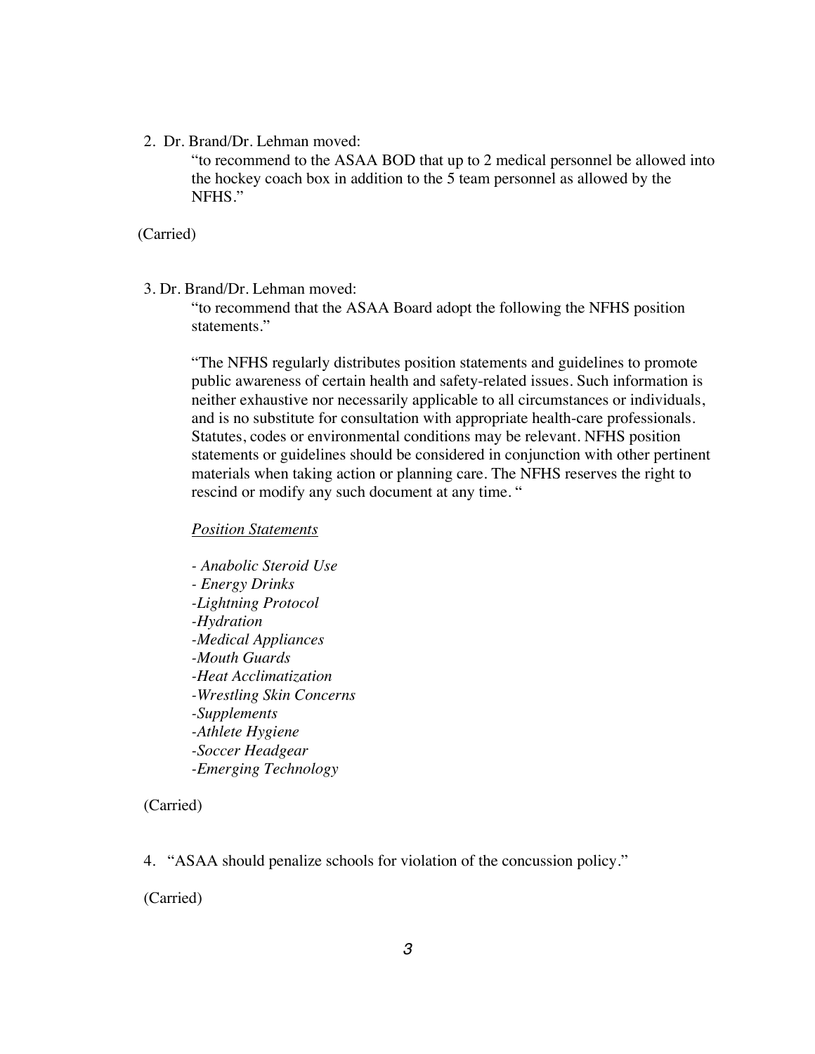2. Dr. Brand/Dr. Lehman moved:

   "to recommend to the ASAA BOD that up to 2 medical personnel be allowed into the hockey coach box in addition to the 5 team personnel as allowed by the NFHS."

(Carried)

3. Dr. Brand/Dr. Lehman moved:

   "to recommend that the ASAA Board adopt the following the NFHS position statements."

   "The NFHS regularly distributes position statements and guidelines to promote public awareness of certain health and safety-related issues. Such information is neither exhaustive nor necessarily applicable to all circumstances or individuals, and is no substitute for consultation with appropriate health-care professionals. Statutes, codes or environmental conditions may be relevant. NFHS position statements or guidelines should be considered in conjunction with other pertinent materials when taking action or planning care. The NFHS reserves the right to rescind or modify any such document at any time. "

   *Position Statements*

   - *Anabolic Steroid Use*
   - *Energy Drinks*
   - *Lightning Protocol*
   - *Hydration*
   - *Medical Appliances*
   - *Mouth Guards*
   - *Heat Acclimatization*
   - *Wrestling Skin Concerns*
   - *Supplements*
   - *Athlete Hygiene*
   - *Soccer Headgear*
   - *Emerging Technology*

(Carried)

4. "ASAA should penalize schools for violation of the concussion policy."

(Carried)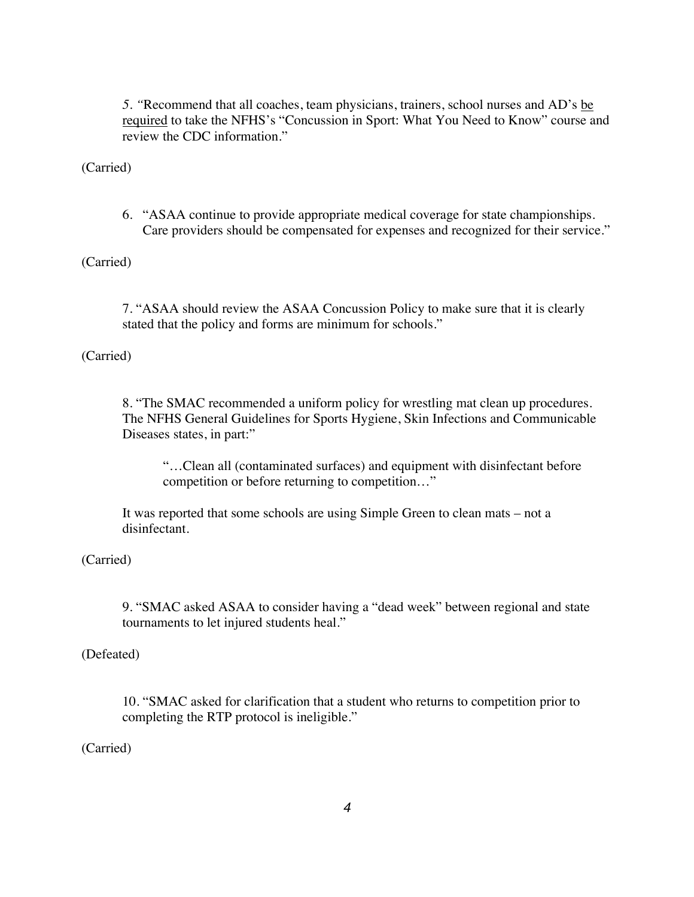5. "Recommend that all coaches, team physicians, trainers, school nurses and AD's <u>be required</u> to take the NFHS's "Concussion in Sport: What You Need to Know" course and review the CDC information."

(Carried)

6. "ASAA continue to provide appropriate medical coverage for state championships. Care providers should be compensated for expenses and recognized for their service."

(Carried)

7. "ASAA should review the ASAA Concussion Policy to make sure that it is clearly stated that the policy and forms are minimum for schools."

(Carried)

8. "The SMAC recommended a uniform policy for wrestling mat clean up procedures. The NFHS General Guidelines for Sports Hygiene, Skin Infections and Communicable Diseases states, in part:"

> "…Clean all (contaminated surfaces) and equipment with disinfectant before competition or before returning to competition…"

It was reported that some schools are using Simple Green to clean mats – not a disinfectant.

(Carried)

9. "SMAC asked ASAA to consider having a "dead week" between regional and state tournaments to let injured students heal."

(Defeated)

10. "SMAC asked for clarification that a student who returns to competition prior to completing the RTP protocol is ineligible."

(Carried)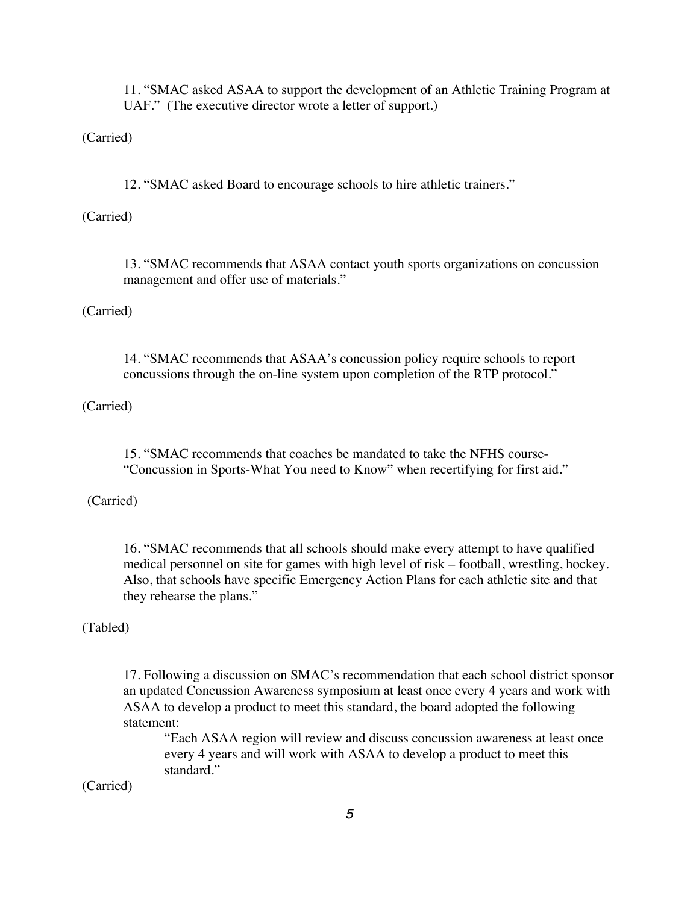11. "SMAC asked ASAA to support the development of an Athletic Training Program at UAF." (The executive director wrote a letter of support.)

(Carried)

12. "SMAC asked Board to encourage schools to hire athletic trainers."

(Carried)

13. "SMAC recommends that ASAA contact youth sports organizations on concussion management and offer use of materials."

(Carried)

14. "SMAC recommends that ASAA's concussion policy require schools to report concussions through the on-line system upon completion of the RTP protocol."

(Carried)

15. "SMAC recommends that coaches be mandated to take the NFHS course- "Concussion in Sports-What You need to Know" when recertifying for first aid."

(Carried)

16. "SMAC recommends that all schools should make every attempt to have qualified medical personnel on site for games with high level of risk – football, wrestling, hockey. Also, that schools have specific Emergency Action Plans for each athletic site and that they rehearse the plans."

(Tabled)

17. Following a discussion on SMAC's recommendation that each school district sponsor an updated Concussion Awareness symposium at least once every 4 years and work with ASAA to develop a product to meet this standard, the board adopted the following statement:

> "Each ASAA region will review and discuss concussion awareness at least once every 4 years and will work with ASAA to develop a product to meet this standard."

(Carried)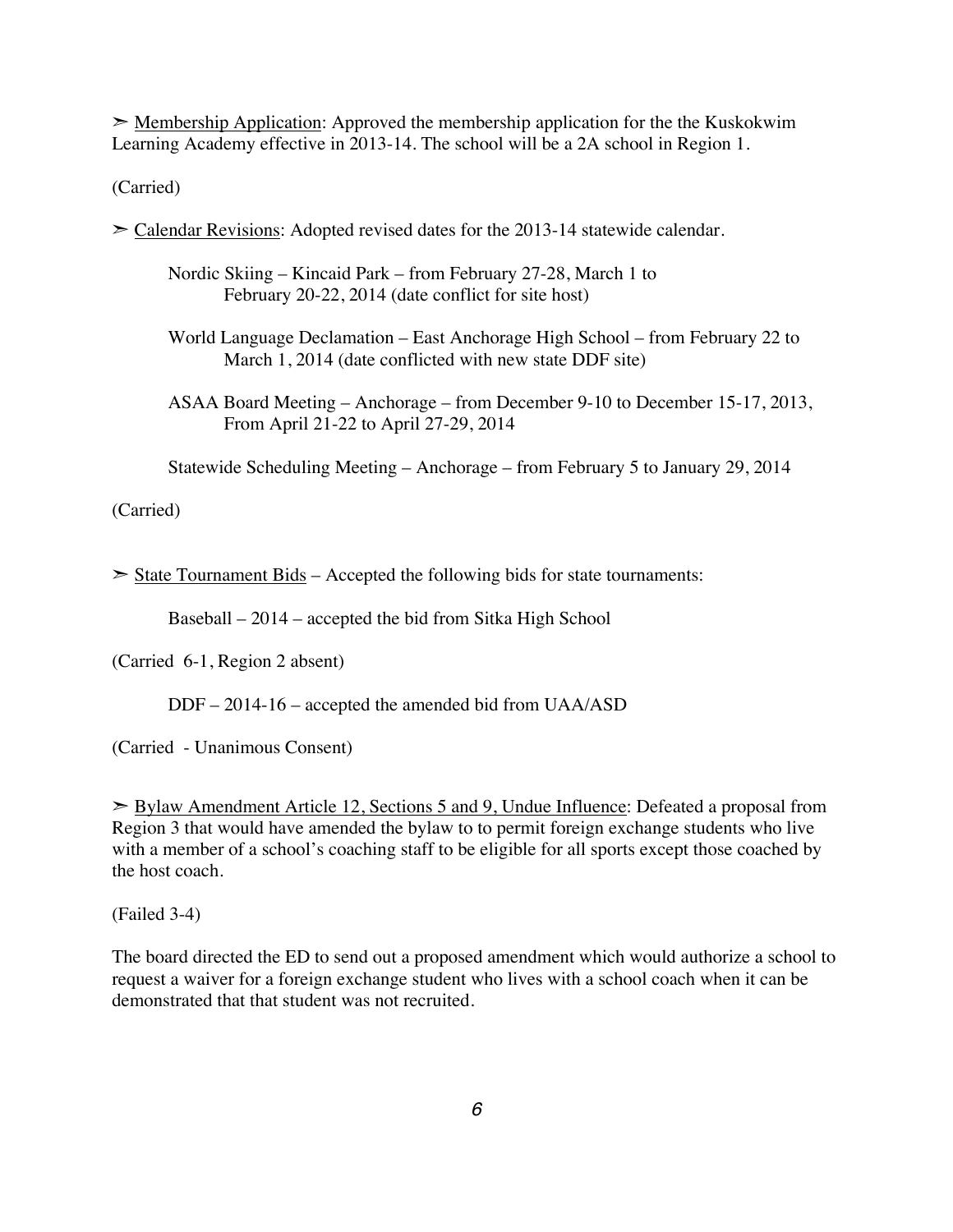➢ <u>Membership Application</u>: Approved the membership application for the the Kuskokwim Learning Academy effective in 2013-14. The school will be a 2A school in Region 1.

(Carried)

➢ <u>Calendar Revisions</u>: Adopted revised dates for the 2013-14 statewide calendar.

> Nordic Skiing – Kincaid Park – from February 27-28, March 1 to
> February 20-22, 2014 (date conflict for site host)
>
> World Language Declamation – East Anchorage High School – from February 22 to
> March 1, 2014 (date conflicted with new state DDF site)
>
> ASAA Board Meeting – Anchorage – from December 9-10 to December 15-17, 2013,
> From April 21-22 to April 27-29, 2014
>
> Statewide Scheduling Meeting – Anchorage – from February 5 to January 29, 2014

(Carried)

➢ <u>State Tournament Bids</u> – Accepted the following bids for state tournaments:

> Baseball – 2014 – accepted the bid from Sitka High School

(Carried 6-1, Region 2 absent)

> DDF – 2014-16 – accepted the amended bid from UAA/ASD

(Carried - Unanimous Consent)

➢ <u>Bylaw Amendment Article 12, Sections 5 and 9, Undue Influence</u>: Defeated a proposal from Region 3 that would have amended the bylaw to to permit foreign exchange students who live with a member of a school's coaching staff to be eligible for all sports except those coached by the host coach.

(Failed 3-4)

The board directed the ED to send out a proposed amendment which would authorize a school to request a waiver for a foreign exchange student who lives with a school coach when it can be demonstrated that that student was not recruited.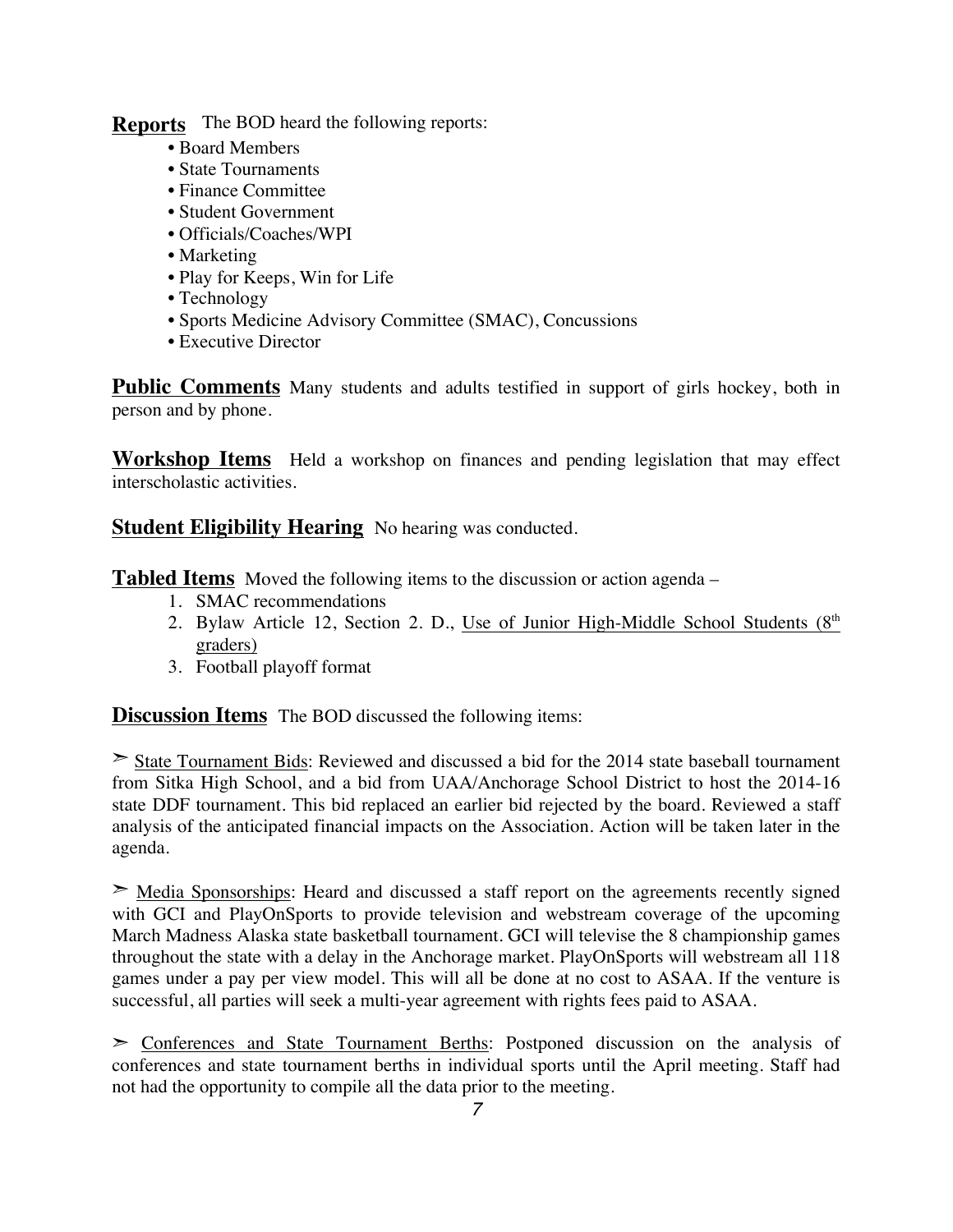**Reports** The BOD heard the following reports:

- Board Members
- State Tournaments
- Finance Committee
- Student Government
- Officials/Coaches/WPI
- Marketing
- Play for Keeps, Win for Life
- Technology
- Sports Medicine Advisory Committee (SMAC), Concussions
- Executive Director

**Public Comments** Many students and adults testified in support of girls hockey, both in person and by phone.

**Workshop Items** Held a workshop on finances and pending legislation that may effect interscholastic activities.

**Student Eligibility Hearing** No hearing was conducted.

**Tabled Items** Moved the following items to the discussion or action agenda –

1. SMAC recommendations
2. Bylaw Article 12, Section 2. D., Use of Junior High-Middle School Students (8th graders)
3. Football playoff format

**Discussion Items** The BOD discussed the following items:

➣ State Tournament Bids: Reviewed and discussed a bid for the 2014 state baseball tournament from Sitka High School, and a bid from UAA/Anchorage School District to host the 2014-16 state DDF tournament. This bid replaced an earlier bid rejected by the board. Reviewed a staff analysis of the anticipated financial impacts on the Association. Action will be taken later in the agenda.

➣ Media Sponsorships: Heard and discussed a staff report on the agreements recently signed with GCI and PlayOnSports to provide television and webstream coverage of the upcoming March Madness Alaska state basketball tournament. GCI will televise the 8 championship games throughout the state with a delay in the Anchorage market. PlayOnSports will webstream all 118 games under a pay per view model. This will all be done at no cost to ASAA. If the venture is successful, all parties will seek a multi-year agreement with rights fees paid to ASAA.

➣ Conferences and State Tournament Berths: Postponed discussion on the analysis of conferences and state tournament berths in individual sports until the April meeting. Staff had not had the opportunity to compile all the data prior to the meeting.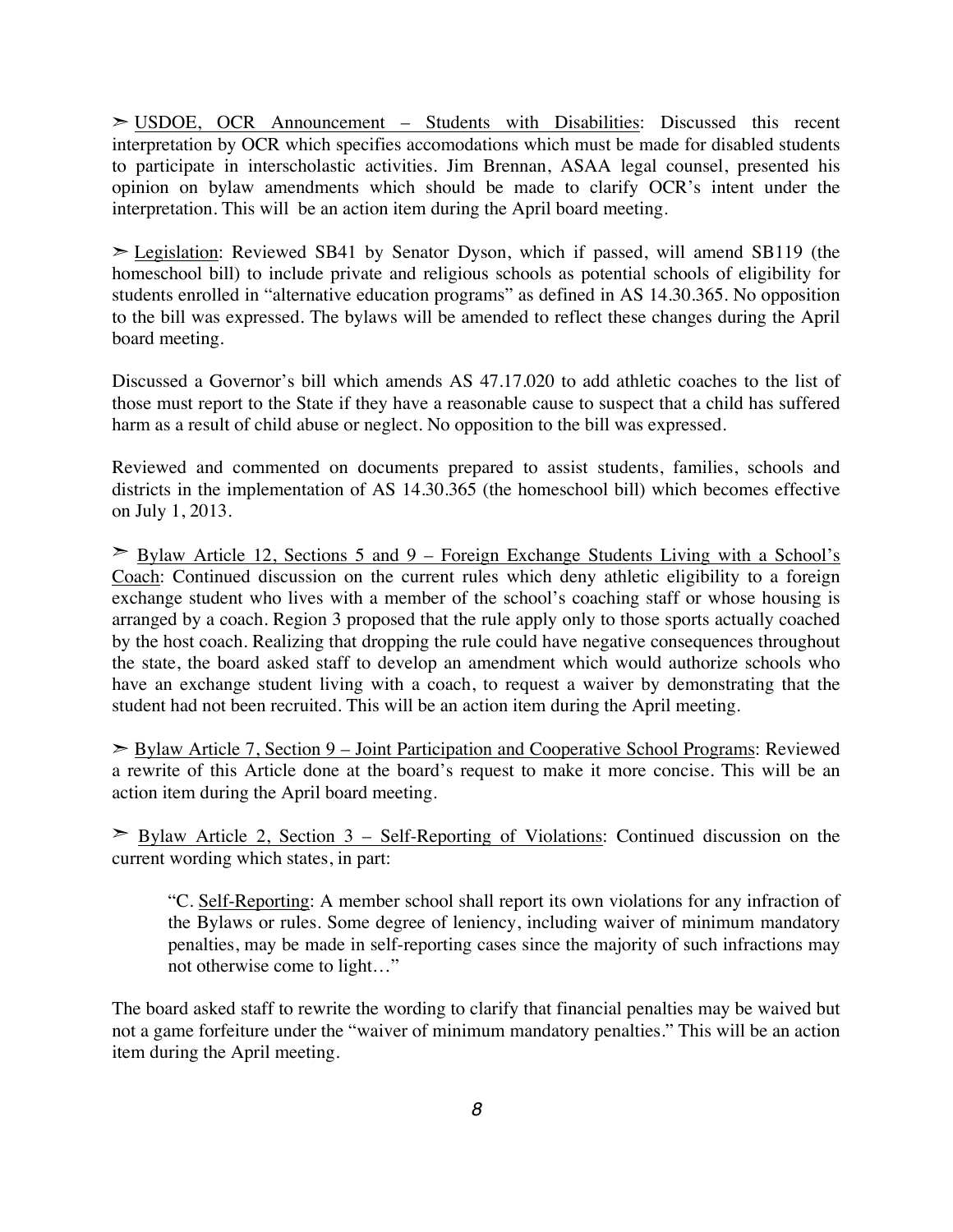➢ <u>USDOE, OCR Announcement – Students with Disabilities</u>: Discussed this recent interpretation by OCR which specifies accomodations which must be made for disabled students to participate in interscholastic activities. Jim Brennan, ASAA legal counsel, presented his opinion on bylaw amendments which should be made to clarify OCR's intent under the interpretation. This will be an action item during the April board meeting.

➢ <u>Legislation</u>: Reviewed SB41 by Senator Dyson, which if passed, will amend SB119 (the homeschool bill) to include private and religious schools as potential schools of eligibility for students enrolled in "alternative education programs" as defined in AS 14.30.365. No opposition to the bill was expressed. The bylaws will be amended to reflect these changes during the April board meeting.

Discussed a Governor's bill which amends AS 47.17.020 to add athletic coaches to the list of those must report to the State if they have a reasonable cause to suspect that a child has suffered harm as a result of child abuse or neglect. No opposition to the bill was expressed.

Reviewed and commented on documents prepared to assist students, families, schools and districts in the implementation of AS 14.30.365 (the homeschool bill) which becomes effective on July 1, 2013.

➢ <u>Bylaw Article 12, Sections 5 and 9 – Foreign Exchange Students Living with a School's Coach</u>: Continued discussion on the current rules which deny athletic eligibility to a foreign exchange student who lives with a member of the school's coaching staff or whose housing is arranged by a coach. Region 3 proposed that the rule apply only to those sports actually coached by the host coach. Realizing that dropping the rule could have negative consequences throughout the state, the board asked staff to develop an amendment which would authorize schools who have an exchange student living with a coach, to request a waiver by demonstrating that the student had not been recruited. This will be an action item during the April meeting.

➢ <u>Bylaw Article 7, Section 9 – Joint Participation and Cooperative School Programs</u>: Reviewed a rewrite of this Article done at the board's request to make it more concise. This will be an action item during the April board meeting.

➢ <u>Bylaw Article 2, Section 3 – Self-Reporting of Violations</u>: Continued discussion on the current wording which states, in part:

> "C. <u>Self-Reporting</u>: A member school shall report its own violations for any infraction of the Bylaws or rules. Some degree of leniency, including waiver of minimum mandatory penalties, may be made in self-reporting cases since the majority of such infractions may not otherwise come to light…"

The board asked staff to rewrite the wording to clarify that financial penalties may be waived but not a game forfeiture under the "waiver of minimum mandatory penalties." This will be an action item during the April meeting.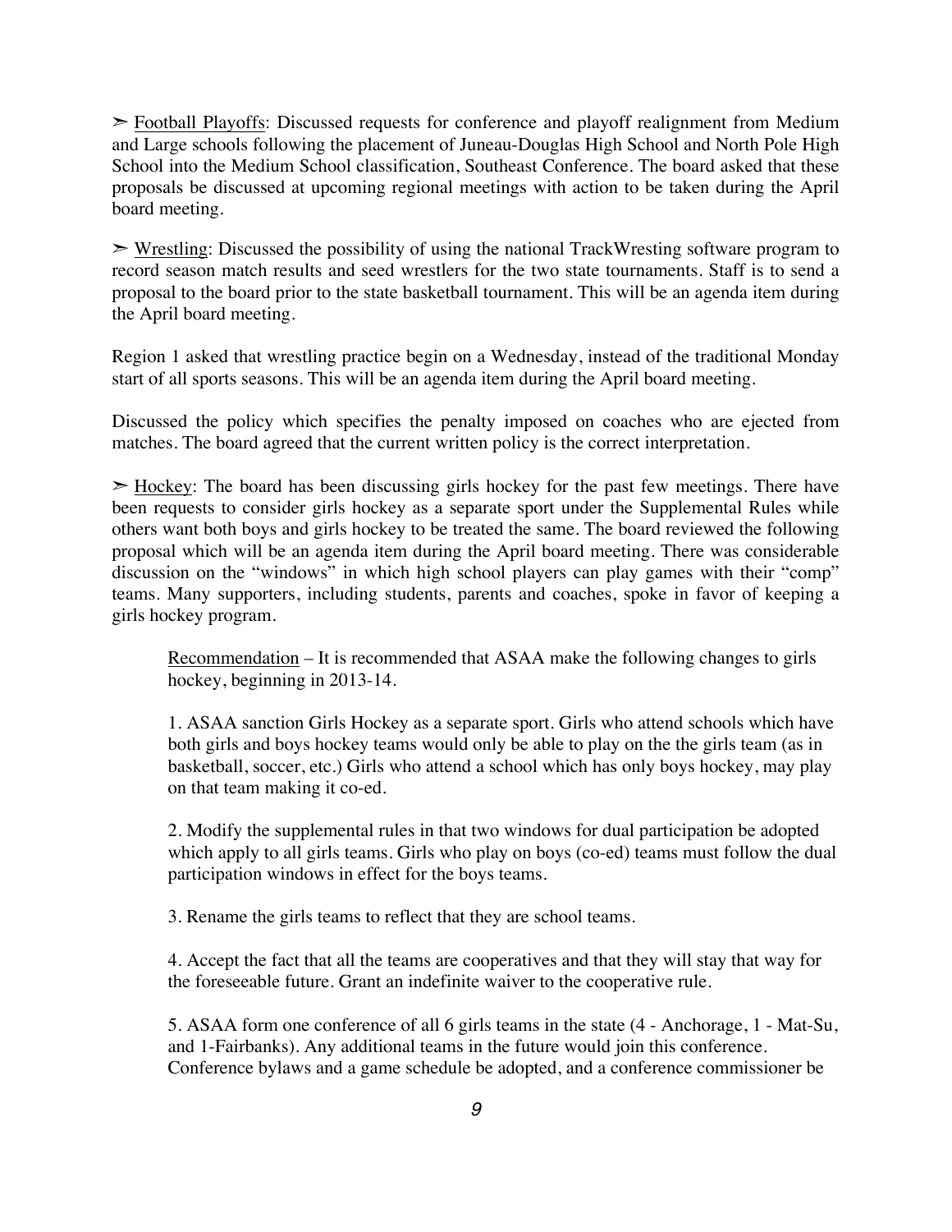➣ <u>Football Playoffs</u>: Discussed requests for conference and playoff realignment from Medium and Large schools following the placement of Juneau-Douglas High School and North Pole High School into the Medium School classification, Southeast Conference. The board asked that these proposals be discussed at upcoming regional meetings with action to be taken during the April board meeting.

➣ <u>Wrestling</u>: Discussed the possibility of using the national TrackWresting software program to record season match results and seed wrestlers for the two state tournaments. Staff is to send a proposal to the board prior to the state basketball tournament. This will be an agenda item during the April board meeting.

Region 1 asked that wrestling practice begin on a Wednesday, instead of the traditional Monday start of all sports seasons. This will be an agenda item during the April board meeting.

Discussed the policy which specifies the penalty imposed on coaches who are ejected from matches. The board agreed that the current written policy is the correct interpretation.

➣ <u>Hockey</u>: The board has been discussing girls hockey for the past few meetings. There have been requests to consider girls hockey as a separate sport under the Supplemental Rules while others want both boys and girls hockey to be treated the same. The board reviewed the following proposal which will be an agenda item during the April board meeting. There was considerable discussion on the "windows" in which high school players can play games with their "comp" teams. Many supporters, including students, parents and coaches, spoke in favor of keeping a girls hockey program.

> <u>Recommendation</u> – It is recommended that ASAA make the following changes to girls hockey, beginning in 2013-14.
>
> 1. ASAA sanction Girls Hockey as a separate sport. Girls who attend schools which have both girls and boys hockey teams would only be able to play on the the girls team (as in basketball, soccer, etc.) Girls who attend a school which has only boys hockey, may play on that team making it co-ed.
>
> 2. Modify the supplemental rules in that two windows for dual participation be adopted which apply to all girls teams. Girls who play on boys (co-ed) teams must follow the dual participation windows in effect for the boys teams.
>
> 3. Rename the girls teams to reflect that they are school teams.
>
> 4. Accept the fact that all the teams are cooperatives and that they will stay that way for the foreseeable future. Grant an indefinite waiver to the cooperative rule.
>
> 5. ASAA form one conference of all 6 girls teams in the state (4 - Anchorage, 1 - Mat-Su, and 1-Fairbanks). Any additional teams in the future would join this conference. Conference bylaws and a game schedule be adopted, and a conference commissioner be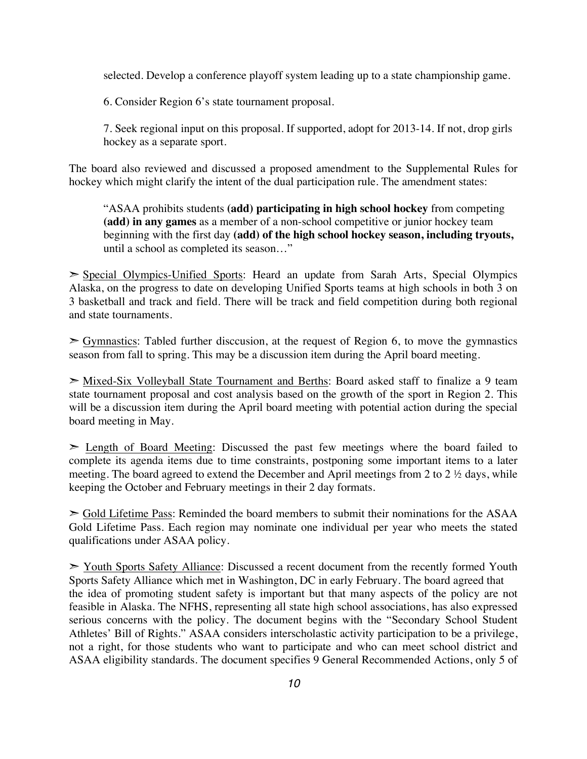selected. Develop a conference playoff system leading up to a state championship game.

6. Consider Region 6's state tournament proposal.

7. Seek regional input on this proposal. If supported, adopt for 2013-14. If not, drop girls hockey as a separate sport.

The board also reviewed and discussed a proposed amendment to the Supplemental Rules for hockey which might clarify the intent of the dual participation rule. The amendment states:

> "ASAA prohibits students **(add) participating in high school hockey** from competing **(add) in any games** as a member of a non-school competitive or junior hockey team beginning with the first day **(add) of the high school hockey season, including tryouts,** until a school as completed its season…"

➢ <u>Special Olympics-Unified Sports</u>: Heard an update from Sarah Arts, Special Olympics Alaska, on the progress to date on developing Unified Sports teams at high schools in both 3 on 3 basketball and track and field. There will be track and field competition during both regional and state tournaments.

➢ <u>Gymnastics</u>: Tabled further disccusion, at the request of Region 6, to move the gymnastics season from fall to spring. This may be a discussion item during the April board meeting.

➢ <u>Mixed-Six Volleyball State Tournament and Berths</u>: Board asked staff to finalize a 9 team state tournament proposal and cost analysis based on the growth of the sport in Region 2. This will be a discussion item during the April board meeting with potential action during the special board meeting in May.

➢ <u>Length of Board Meeting</u>: Discussed the past few meetings where the board failed to complete its agenda items due to time constraints, postponing some important items to a later meeting. The board agreed to extend the December and April meetings from 2 to 2 ½ days, while keeping the October and February meetings in their 2 day formats.

➢ <u>Gold Lifetime Pass</u>: Reminded the board members to submit their nominations for the ASAA Gold Lifetime Pass. Each region may nominate one individual per year who meets the stated qualifications under ASAA policy.

➢ <u>Youth Sports Safety Alliance</u>: Discussed a recent document from the recently formed Youth Sports Safety Alliance which met in Washington, DC in early February. The board agreed that the idea of promoting student safety is important but that many aspects of the policy are not feasible in Alaska. The NFHS, representing all state high school associations, has also expressed serious concerns with the policy. The document begins with the "Secondary School Student Athletes' Bill of Rights." ASAA considers interscholastic activity participation to be a privilege, not a right, for those students who want to participate and who can meet school district and ASAA eligibility standards. The document specifies 9 General Recommended Actions, only 5 of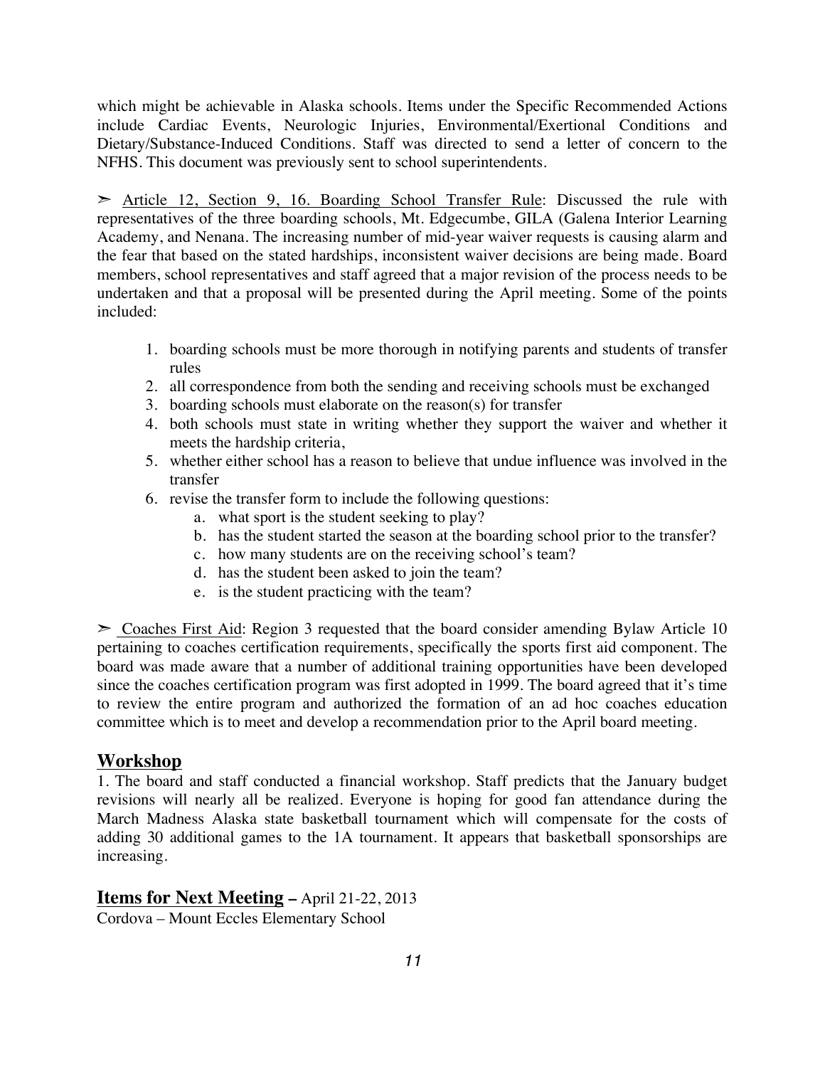which might be achievable in Alaska schools. Items under the Specific Recommended Actions include Cardiac Events, Neurologic Injuries, Environmental/Exertional Conditions and Dietary/Substance-Induced Conditions. Staff was directed to send a letter of concern to the NFHS. This document was previously sent to school superintendents.

➢ Article 12, Section 9, 16. Boarding School Transfer Rule: Discussed the rule with representatives of the three boarding schools, Mt. Edgecumbe, GILA (Galena Interior Learning Academy, and Nenana. The increasing number of mid-year waiver requests is causing alarm and the fear that based on the stated hardships, inconsistent waiver decisions are being made. Board members, school representatives and staff agreed that a major revision of the process needs to be undertaken and that a proposal will be presented during the April meeting. Some of the points included:

1. boarding schools must be more thorough in notifying parents and students of transfer rules
2. all correspondence from both the sending and receiving schools must be exchanged
3. boarding schools must elaborate on the reason(s) for transfer
4. both schools must state in writing whether they support the waiver and whether it meets the hardship criteria,
5. whether either school has a reason to believe that undue influence was involved in the transfer
6. revise the transfer form to include the following questions:
    a. what sport is the student seeking to play?
    b. has the student started the season at the boarding school prior to the transfer?
    c. how many students are on the receiving school's team?
    d. has the student been asked to join the team?
    e. is the student practicing with the team?

➢ Coaches First Aid: Region 3 requested that the board consider amending Bylaw Article 10 pertaining to coaches certification requirements, specifically the sports first aid component. The board was made aware that a number of additional training opportunities have been developed since the coaches certification program was first adopted in 1999. The board agreed that it's time to review the entire program and authorized the formation of an ad hoc coaches education committee which is to meet and develop a recommendation prior to the April board meeting.

## Workshop

1. The board and staff conducted a financial workshop. Staff predicts that the January budget revisions will nearly all be realized. Everyone is hoping for good fan attendance during the March Madness Alaska state basketball tournament which will compensate for the costs of adding 30 additional games to the 1A tournament. It appears that basketball sponsorships are increasing.

## Items for Next Meeting – April 21-22, 2013

Cordova – Mount Eccles Elementary School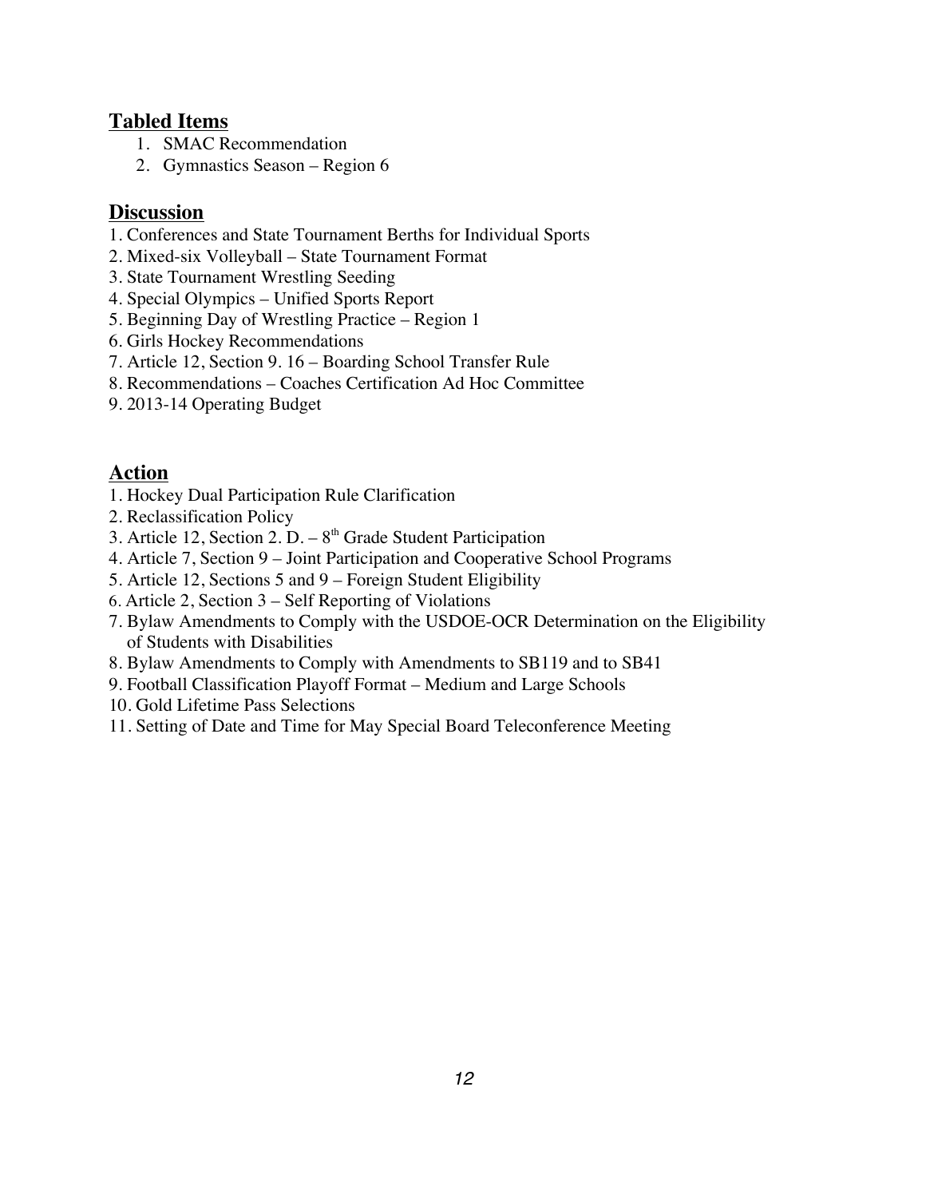## Tabled Items

1. SMAC Recommendation
2. Gymnastics Season – Region 6

## Discussion

1. Conferences and State Tournament Berths for Individual Sports
2. Mixed-six Volleyball – State Tournament Format
3. State Tournament Wrestling Seeding
4. Special Olympics – Unified Sports Report
5. Beginning Day of Wrestling Practice – Region 1
6. Girls Hockey Recommendations
7. Article 12, Section 9. 16 – Boarding School Transfer Rule
8. Recommendations – Coaches Certification Ad Hoc Committee
9. 2013-14 Operating Budget

## Action

1. Hockey Dual Participation Rule Clarification
2. Reclassification Policy
3. Article 12, Section 2. D. – 8th Grade Student Participation
4. Article 7, Section 9 – Joint Participation and Cooperative School Programs
5. Article 12, Sections 5 and 9 – Foreign Student Eligibility
6. Article 2, Section 3 – Self Reporting of Violations
7. Bylaw Amendments to Comply with the USDOE-OCR Determination on the Eligibility of Students with Disabilities
8. Bylaw Amendments to Comply with Amendments to SB119 and to SB41
9. Football Classification Playoff Format – Medium and Large Schools
10. Gold Lifetime Pass Selections
11. Setting of Date and Time for May Special Board Teleconference Meeting